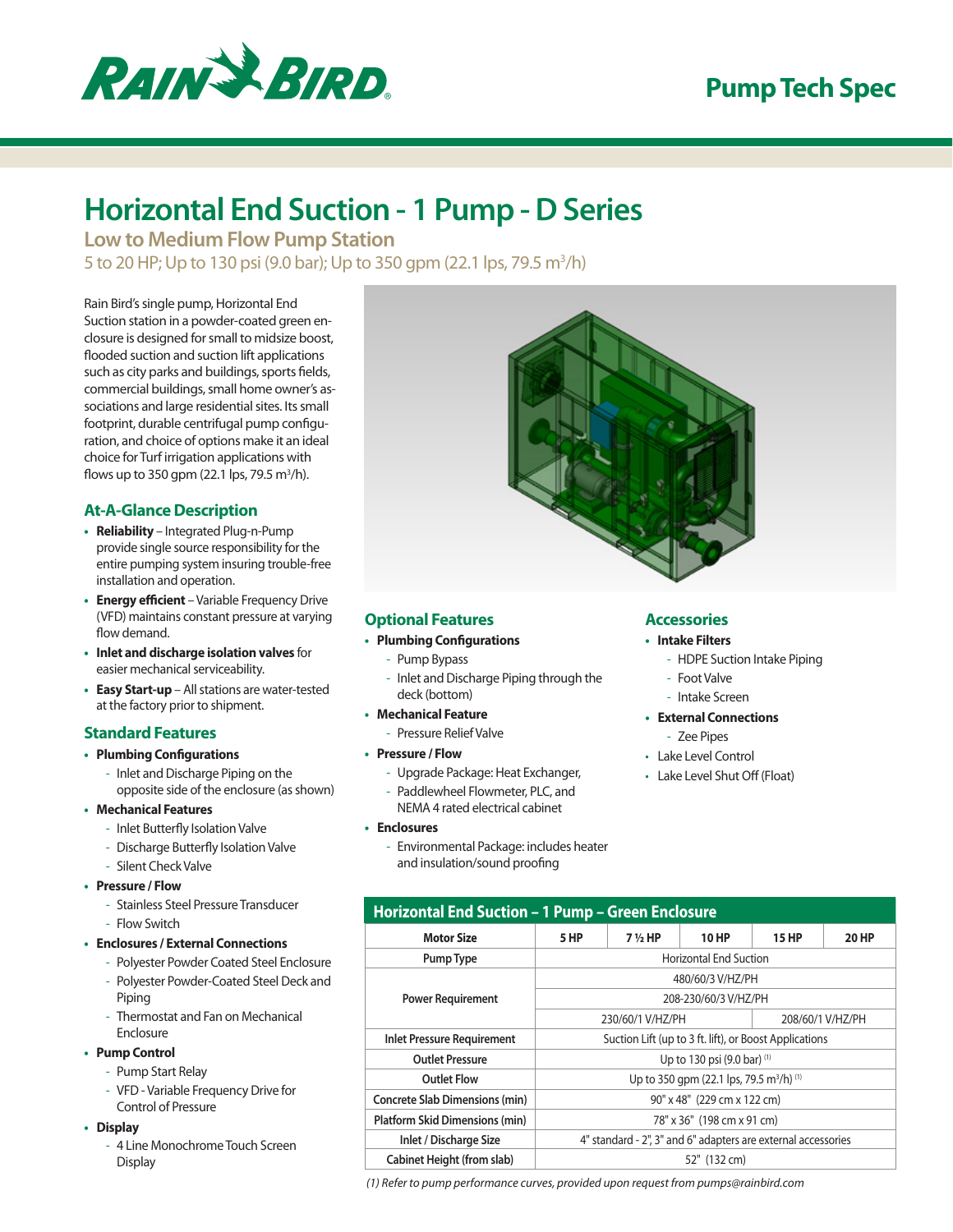Pump Tech Spec

# Horizontal End Suction - 1 Pump - D Series

## Low to Medium Flow Pump Station

5 to 20 HP; Up to 130 psi (9.0 bar); Up to 350 gpm (22.1 lps, 79.5 $m^3$/h)

Rain Bird's single pump, Horizontal End Suction station in a powder-coated green enclosure is designed for small to midsize boost, flooded suction and suction lift applications such as city parks and buildings, sports fields, commercial buildings, small home owner's associations and large residential sites. Its small footprint, durable centrifugal pump configuration, and choice of options make it an ideal choice for Turf irrigation applications with flows up to 350 gpm (22.1 lps, 79.5 $m^3$/h).

### At-A-Glance Description

- **Reliability** – Integrated Plug-n-Pump provide single source responsibility for the entire pumping system insuring trouble-free installation and operation.
- **Energy efficient** – Variable Frequency Drive (VFD) maintains constant pressure at varying flow demand.
- **Inlet and discharge isolation valves** for easier mechanical serviceability.
- **Easy Start-up** – All stations are water-tested at the factory prior to shipment.

### Standard Features

- **Plumbing Configurations**
  - Inlet and Discharge Piping on the opposite side of the enclosure (as shown)
- **Mechanical Features**
  - Inlet Butterfly Isolation Valve
  - Discharge Butterfly Isolation Valve
  - Silent Check Valve
- **Pressure / Flow**
  - Stainless Steel Pressure Transducer
  - Flow Switch
- **Enclosures / External Connections**
  - Polyester Powder Coated Steel Enclosure
  - Polyester Powder-Coated Steel Deck and Piping
  - Thermostat and Fan on Mechanical Enclosure
- **Pump Control**
  - Pump Start Relay
  - VFD - Variable Frequency Drive for Control of Pressure
- **Display**
  - 4 Line Monochrome Touch Screen Display

### Optional Features

- **Plumbing Configurations**
  - Pump Bypass
  - Inlet and Discharge Piping through the deck (bottom)
- **Mechanical Feature**
  - Pressure Relief Valve
- **Pressure / Flow**
  - Upgrade Package: Heat Exchanger,
  - Paddlewheel Flowmeter, PLC, and NEMA 4 rated electrical cabinet
- **Enclosures**
  - Environmental Package: includes heater and insulation/sound proofing

### Accessories

- **Intake Filters**
  - HDPE Suction Intake Piping
  - Foot Valve
  - Intake Screen
- **External Connections**
  - Zee Pipes
- Lake Level Control
- Lake Level Shut Off (Float)

### Horizontal End Suction – 1 Pump – Green Enclosure

| Motor Size | 5 HP | 7 ½ HP | 10 HP | 15 HP | 20 HP |
|---|---|---|---|---|---|
| Pump Type | Horizontal End Suction | | | | |
| Power Requirement | 480/60/3 V/HZ/PH | | | | |
| | 208-230/60/3 V/HZ/PH | | | | |
| | 230/60/1 V/HZ/PH | | | 208/60/1 V/HZ/PH | |
| Inlet Pressure Requirement | Suction Lift (up to 3 ft. lift), or Boost Applications | | | | |
| Outlet Pressure | Up to 130 psi (9.0 bar) (1) | | | | |
| Outlet Flow | Up to 350 gpm (22.1 lps, 79.5 $m^3$/h) (1) | | | | |
| Concrete Slab Dimensions (min) | 90" x 48" (229 cm x 122 cm) | | | | |
| Platform Skid Dimensions (min) | 78" x 36" (198 cm x 91 cm) | | | | |
| Inlet / Discharge Size | 4" standard - 2", 3" and 6" adapters are external accessories | | | | |
| Cabinet Height (from slab) | 52" (132 cm) | | | | |

*(1) Refer to pump performance curves, provided upon request from pumps@rainbird.com*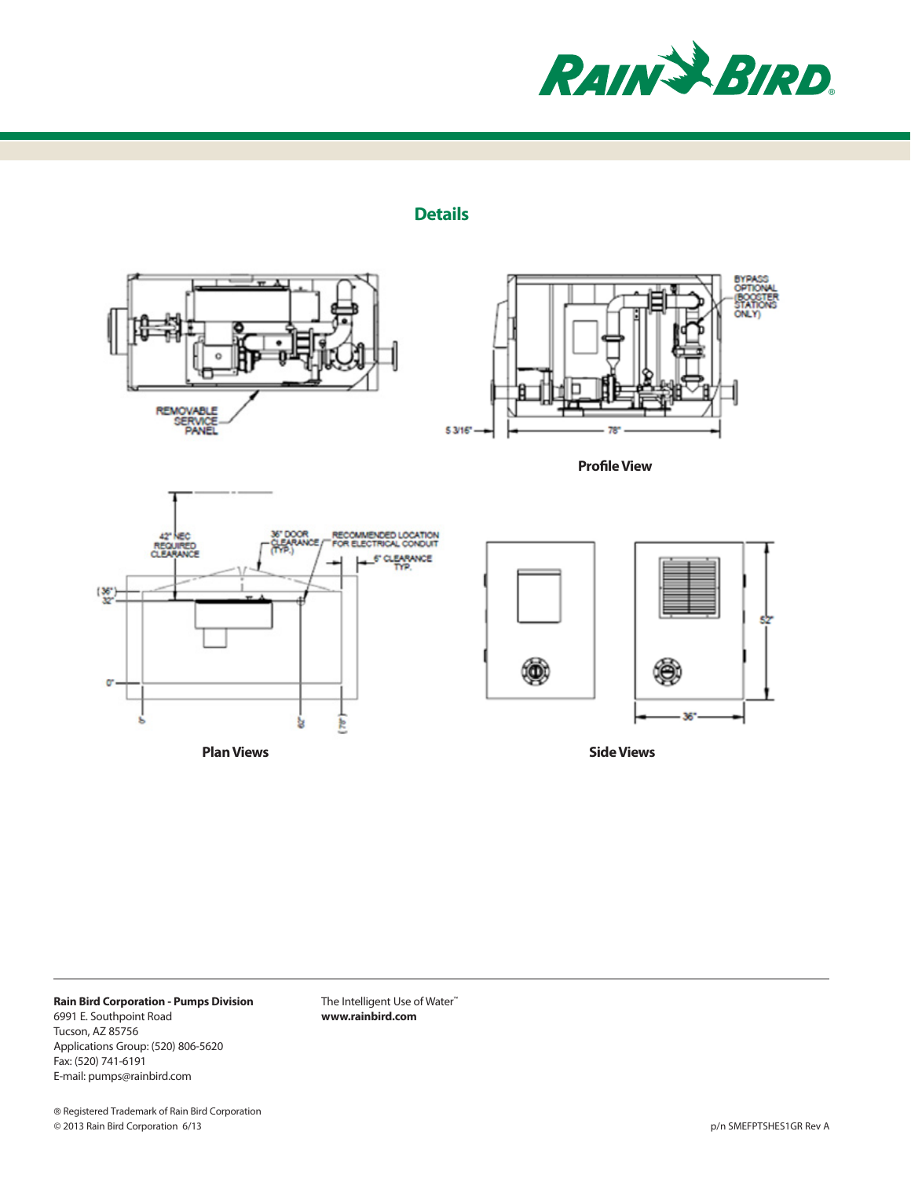## Details

REMOVABLE SERVICE PANEL

BYPASS OPTIONAL (BOOSTER STATIONS ONLY)

5 3/16"

78"

Profile View

42" NEC REQUIRED CLEARANCE

36" DOOR CLEARANCE (TYP.)

RECOMMENDED LOCATION FOR ELECTRICAL CONDUIT

6" CLEARANCE TYP.

(36")

32"

0"

0"

62"

(78")

Plan Views

52"

36"

Side Views

**Rain Bird Corporation - Pumps Division**
6991 E. Southpoint Road
Tucson, AZ 85756
Applications Group: (520) 806-5620
Fax: (520) 741-6191
E-mail: pumps@rainbird.com

The Intelligent Use of Water™
**www.rainbird.com**

® Registered Trademark of Rain Bird Corporation
© 2013 Rain Bird Corporation 6/13

p/n SMEFPTSHES1GR Rev A